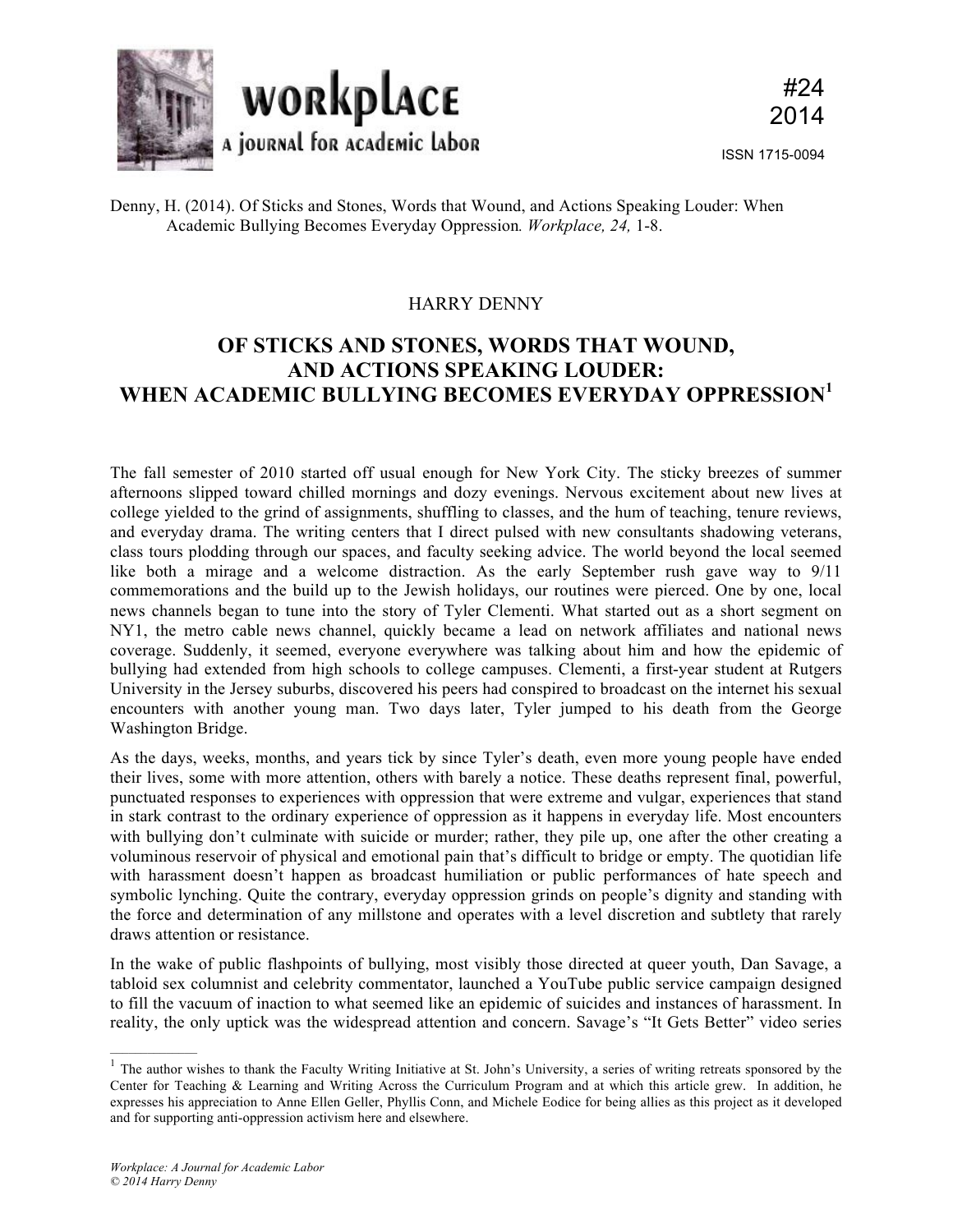Denny, H. (2014). Of Sticks and Stones, Words that Wound, and Actions Speaking Louder: When Academic Bullying Becomes Everyday Oppression. *Workplace, 24,* 1-8.

HARRY DENNY

# OF STICKS AND STONES, WORDS THAT WOUND, AND ACTIONS SPEAKING LOUDER: WHEN ACADEMIC BULLYING BECOMES EVERYDAY OPPRESSION[1]

The fall semester of 2010 started off usual enough for New York City. The sticky breezes of summer afternoons slipped toward chilled mornings and dozy evenings. Nervous excitement about new lives at college yielded to the grind of assignments, shuffling to classes, and the hum of teaching, tenure reviews, and everyday drama. The writing centers that I direct pulsed with the new consultants shadowing veterans, class tours plodding through our spaces, and faculty seeking advice. The world beyond the local seemed like both a mirage and a welcome distraction. As the early September rush gave way to 9/11 commemorations and the build up to the Jewish holidays, our routines were pierced. One by one, local news channels began to tune into the story of Tyler Clementi. What started out as a short segment on NY1, the metro cable news channel, quickly became a lead on network affiliates and national news coverage. Suddenly, it seemed, everyone everywhere was talking about him and how the epidemic of bullying had extended from high schools to college campuses. Clementi, a first-year student at Rutgers University in the Jersey suburbs, discovered his peers had conspired to broadcast on the internet his sexual encounters with another young man. Two days later, Tyler jumped to his death from the George Washington Bridge.

As the days, weeks, months, and years tick by since Tyler's death, even more young people have ended their lives, some with more attention, others with barely a notice. These deaths represent final, powerful, punctuated responses to experiences with oppression that were extreme and vulgar, experiences that stand in stark contrast to the ordinary experience of oppression as it happens in everyday life. Most encounters with bullying don't culminate with suicide or murder; rather, they pile up, one after the other creating a voluminous reservoir of physical and emotional pain that's difficult to bridge or empty. The quotidian life with harassment doesn't happen as broadcast humiliation or public performances of hate speech and symbolic lynching. Quite the contrary, everyday oppression grinds on people's dignity and standing with the force and determination of any millstone and operates with a level discretion and subtlety that rarely draws attention or resistance.

In the wake of public flashpoints of bullying, most visibly those directed at queer youth, Dan Savage, a tabloid sex columnist and celebrity commentator, launched a YouTube public service campaign designed to fill the vacuum of inaction to what seemed like an epidemic of suicides and instances of harassment. In reality, the only uptick was the widespread attention and concern. Savage's "It Gets Better" video series

---

[1] The author wishes to thank the Faculty Writing Initiative at St. John's University, a series of writing retreats sponsored by the Center for Teaching & Learning and Writing Across the Curriculum Program and at which this article grew. In addition, he expresses his appreciation to Anne Ellen Geller, Phyllis Conn, and Michele Eodice for being allies as this project as it developed and for supporting anti-oppression activism here and elsewhere.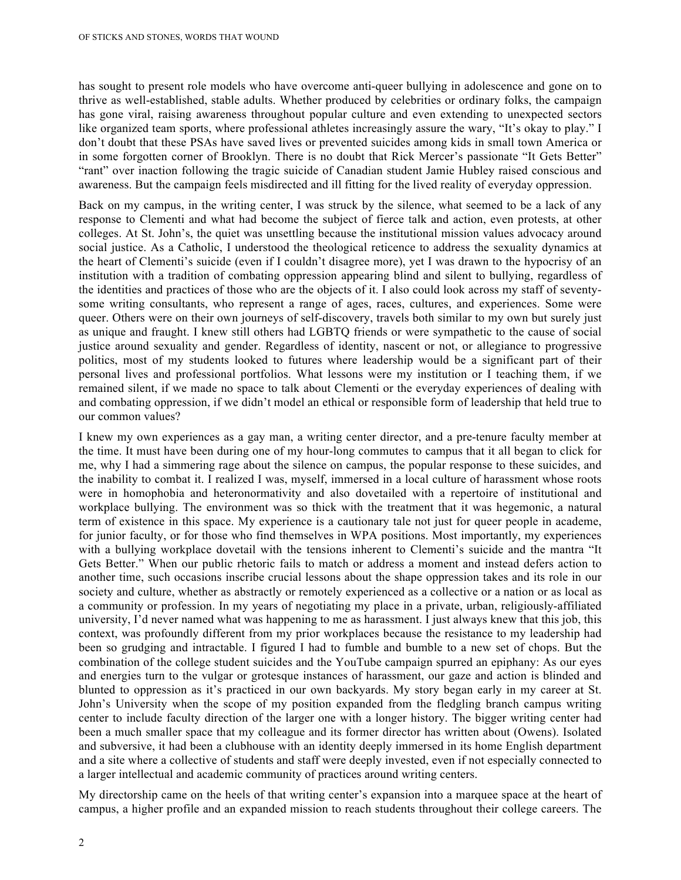has sought to present role models who have overcome anti-queer bullying in adolescence and gone on to thrive as well-established, stable adults. Whether produced by celebrities or ordinary folks, the campaign has gone viral, raising awareness throughout popular culture and even extending to unexpected sectors like organized team sports, where professional athletes increasingly assure the wary, "It's okay to play." I don't doubt that these PSAs have saved lives or prevented suicides among kids in small town America or in some forgotten corner of Brooklyn. There is no doubt that Rick Mercer's passionate "It Gets Better" "rant" over inaction following the tragic suicide of Canadian student Jamie Hubley raised conscious and awareness. But the campaign feels misdirected and ill fitting for the lived reality of everyday oppression.

Back on my campus, in the writing center, I was struck by the silence, what seemed to be a lack of any response to Clementi and what had become the subject of fierce talk and action, even protests, at other colleges. At St. John's, the quiet was unsettling because the institutional mission values advocacy around social justice. As a Catholic, I understood the theological reticence to address the sexuality dynamics at the heart of Clementi's suicide (even if I couldn't disagree more), yet I was drawn to the hypocrisy of an institution with a tradition of combating oppression appearing blind and silent to bullying, regardless of the identities and practices of those who are the objects of it. I also could look across my staff of seventy-some writing consultants, who represent a range of ages, races, cultures, and experiences. Some were queer. Others were on their own journeys of self-discovery, travels both similar to my own but surely just as unique and fraught. I knew still others had LGBTQ friends or were sympathetic to the cause of social justice around sexuality and gender. Regardless of identity, nascent or not, or allegiance to progressive politics, most of my students looked to futures where leadership would be a significant part of their personal lives and professional portfolios. What lessons were my institution or I teaching them, if we remained silent, if we made no space to talk about Clementi or the everyday experiences of dealing with and combating oppression, if we didn't model an ethical or responsible form of leadership that held true to our common values?

I knew my own experiences as a gay man, a writing center director, and a pre-tenure faculty member at the time. It must have been during one of my hour-long commutes to campus that it all began to click for me, why I had a simmering rage about the silence on campus, the popular response to these suicides, and the inability to combat it. I realized I was, myself, immersed in a local culture of harassment whose roots were in homophobia and heteronormativity and also dovetailed with a repertoire of institutional and workplace bullying. The environment was so thick with the treatment that it was hegemonic, a natural term of existence in this space. My experience is a cautionary tale not just for queer people in academe, for junior faculty, or for those who find themselves in WPA positions. Most importantly, my experiences with a bullying workplace dovetail with the tensions inherent to Clementi's suicide and the mantra "It Gets Better." When our public rhetoric fails to match or address a moment and instead defers action to another time, such occasions inscribe crucial lessons about the shape oppression takes and its role in our society and culture, whether as abstractly or remotely experienced as a collective or a nation or as local as a community or profession. In my years of negotiating my place in a private, urban, religiously-affiliated university, I'd never named what was happening to me as harassment. I just always knew that this job, this context, was profoundly different from my prior workplaces because the resistance to my leadership had been so grudging and intractable. I figured I had to fumble and bumble to a new set of chops. But the combination of the college student suicides and the YouTube campaign spurred an epiphany: As our eyes and energies turn to the vulgar or grotesque instances of harassment, our gaze and action is blinded and blunted to oppression as it's practiced in our own backyards. My story began early in my career at St. John's University when the scope of my position expanded from the fledgling branch campus writing center to include faculty direction of the larger one with a longer history. The bigger writing center had been a much smaller space that my colleague and its former director has written about (Owens). Isolated and subversive, it had been a clubhouse with an identity deeply immersed in its home English department and a site where a collective of students and staff were deeply invested, even if not especially connected to a larger intellectual and academic community of practices around writing centers.

My directorship came on the heels of that writing center's expansion into a marquee space at the heart of campus, a higher profile and an expanded mission to reach students throughout their college careers. The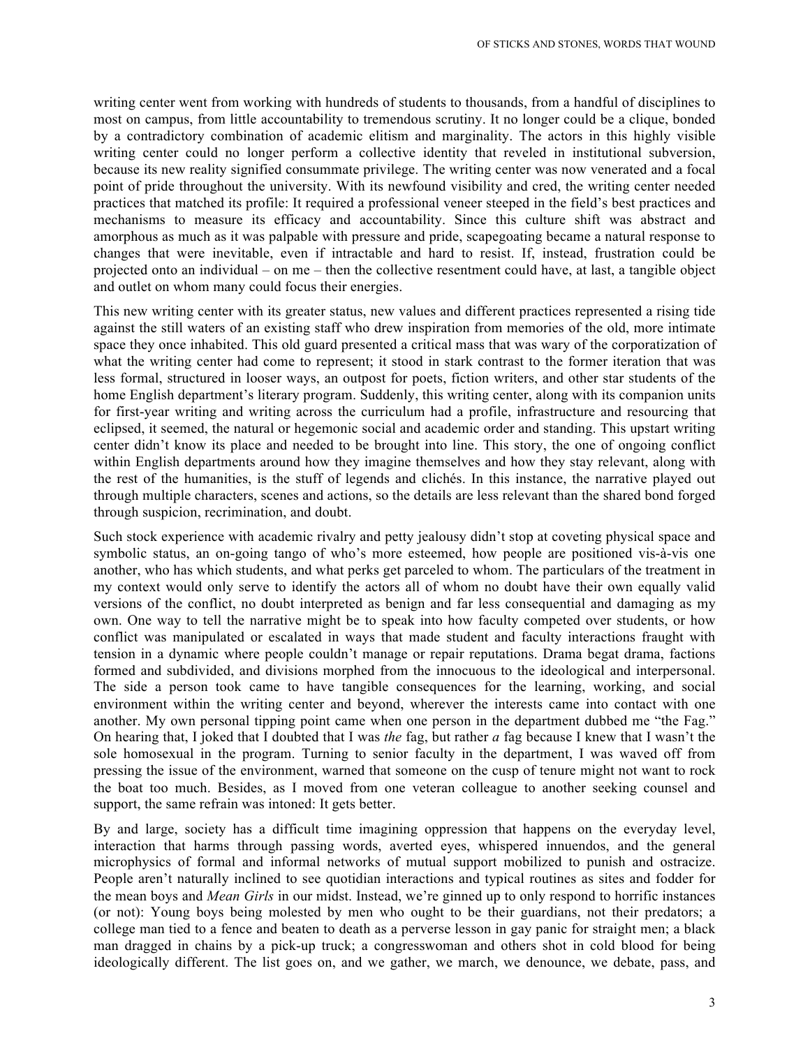writing center went from working with hundreds of students to thousands, from a handful of disciplines to most on campus, from little accountability to tremendous scrutiny. It no longer could be a clique, bonded by a contradictory combination of academic elitism and marginality. The actors in this highly visible writing center could no longer perform a collective identity that reveled in institutional subversion, because its new reality signified consummate privilege. The writing center was now venerated and a focal point of pride throughout the university. With its newfound visibility and cred, the writing center needed practices that matched its profile: It required a professional veneer steeped in the field's best practices and mechanisms to measure its efficacy and accountability. Since this culture shift was abstract and amorphous as much as it was palpable with pressure and pride, scapegoating became a natural response to changes that were inevitable, even if intractable and hard to resist. If, instead, frustration could be projected onto an individual – on me – then the collective resentment could have, at last, a tangible object and outlet on whom many could focus their energies.

This new writing center with its greater status, new values and different practices represented a rising tide against the still waters of an existing staff who drew inspiration from memories of the old, more intimate space they once inhabited. This old guard presented a critical mass that was wary of the corporatization of what the writing center had come to represent; it stood in stark contrast to the former iteration that was less formal, structured in looser ways, an outpost for poets, fiction writers, and other star students of the home English department's literary program. Suddenly, this writing center, along with its companion units for first-year writing and writing across the curriculum had a profile, infrastructure and resourcing that eclipsed, it seemed, the natural or hegemonic social and academic order and standing. This upstart writing center didn't know its place and needed to be brought into line. This story, the one of ongoing conflict within English departments around how they imagine themselves and how they stay relevant, along with the rest of the humanities, is the stuff of legends and clichés. In this instance, the narrative played out through multiple characters, scenes and actions, so the details are less relevant than the shared bond forged through suspicion, recrimination, and doubt.

Such stock experience with academic rivalry and petty jealousy didn't stop at coveting physical space and symbolic status, an on-going tango of who's more esteemed, how people are positioned vis-à-vis one another, who has which students, and what perks get parceled to whom. The particulars of the treatment in my context would only serve to identify the actors all of whom no doubt have their own equally valid versions of the conflict, no doubt interpreted as benign and far less consequential and damaging as my own. One way to tell the narrative might be to speak into how faculty competed over students, or how conflict was manipulated or escalated in ways that made student and faculty interactions fraught with tension in a dynamic where people couldn't manage or repair reputations. Drama begat drama, factions formed and subdivided, and divisions morphed from the innocuous to the ideological and interpersonal. The side a person took came to have tangible consequences for the learning, working, and social environment within the writing center and beyond, wherever the interests came into contact with one another. My own personal tipping point came when one person in the department dubbed me "the Fag." On hearing that, I joked that I doubted that I was *the* fag, but rather *a* fag because I knew that I wasn't the sole homosexual in the program. Turning to senior faculty in the department, I was waved off from pressing the issue of the environment, warned that someone on the cusp of tenure might not want to rock the boat too much. Besides, as I moved from one veteran colleague to another seeking counsel and support, the same refrain was intoned: It gets better.

By and large, society has a difficult time imagining oppression that happens on the everyday level, interaction that harms through passing words, averted eyes, whispered innuendos, and the general microphysics of formal and informal networks of mutual support mobilized to punish and ostracize. People aren't naturally inclined to see quotidian interactions and typical routines as sites and fodder for the mean boys and *Mean Girls* in our midst. Instead, we're ginned up to only respond to horrific instances (or not): Young boys being molested by men who ought to be their guardians, not their predators; a college man tied to a fence and beaten to death as a perverse lesson in gay panic for straight men; a black man dragged in chains by a pick-up truck; a congresswoman and others shot in cold blood for being ideologically different. The list goes on, and we gather, we march, we denounce, we debate, pass, and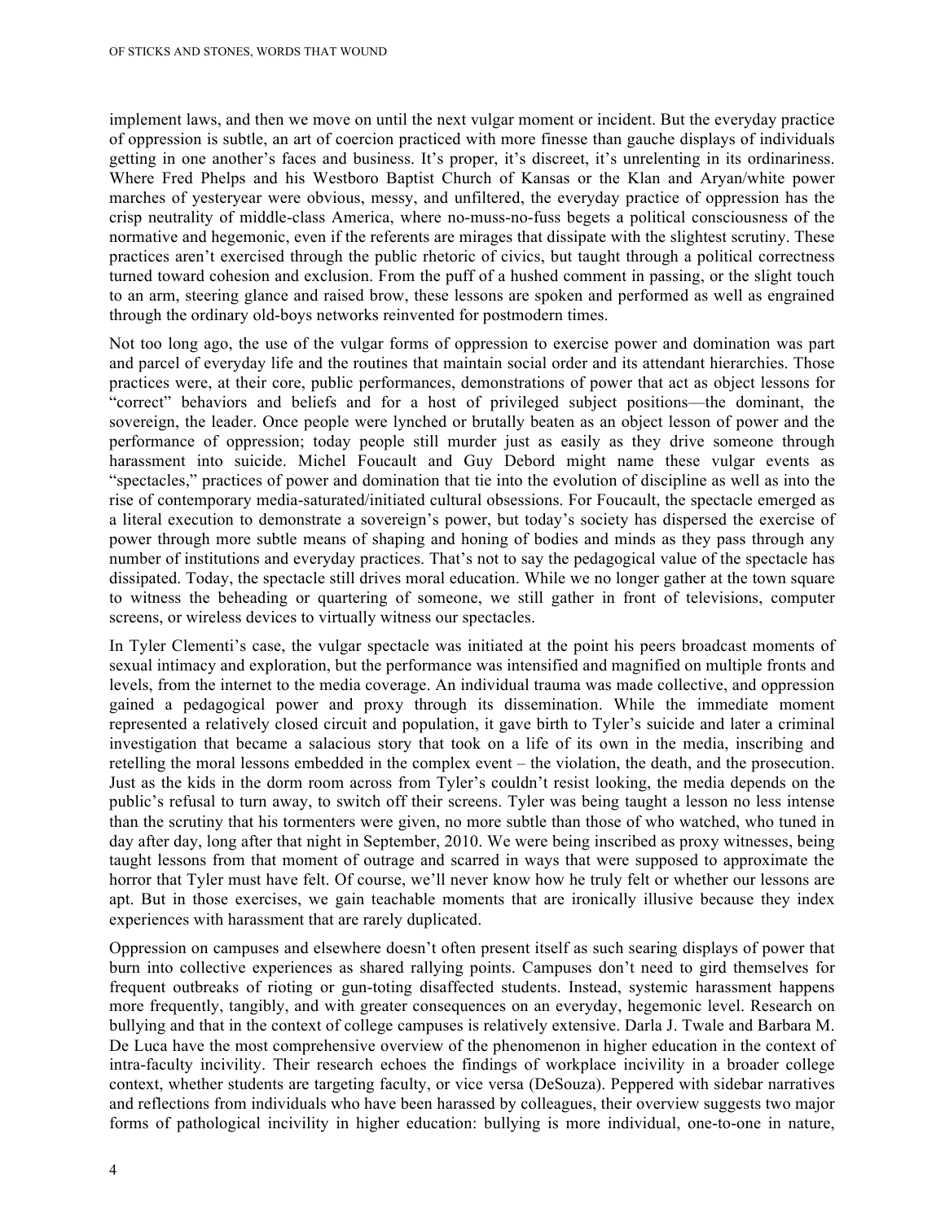implement laws, and then we move on until the next vulgar moment or incident. But the everyday practice of oppression is subtle, an art of coercion practiced with more finesse than gauche displays of individuals getting in one another's faces and business. It's proper, it's discreet, it's unrelenting in its ordinariness. Where Fred Phelps and his Westboro Baptist Church of Kansas or the Klan and Aryan/white power marches of yesteryear were obvious, messy, and unfiltered, the everyday practice of oppression has the crisp neutrality of middle-class America, where no-muss-no-fuss begets a political consciousness of the normative and hegemonic, even if the referents are mirages that dissipate with the slightest scrutiny. These practices aren't exercised through the public rhetoric of civics, but taught through a political correctness turned toward cohesion and exclusion. From the puff of a hushed comment in passing, or the slight touch to an arm, steering glance and raised brow, these lessons are spoken and performed as well as engrained through the ordinary old-boys networks reinvented for postmodern times.

Not too long ago, the use of the vulgar forms of oppression to exercise power and domination was part and parcel of everyday life and the routines that maintain social order and its attendant hierarchies. Those practices were, at their core, public performances, demonstrations of power that act as object lessons for "correct" behaviors and beliefs and for a host of privileged subject positions—the dominant, the sovereign, the leader. Once people were lynched or brutally beaten as an object lesson of power and the performance of oppression; today people still murder just as easily as they drive someone through harassment into suicide. Michel Foucault and Guy Debord might name these vulgar events as "spectacles," practices of power and domination that tie into the evolution of discipline as well as into the rise of contemporary media-saturated/initiated cultural obsessions. For Foucault, the spectacle emerged as a literal execution to demonstrate a sovereign's power, but today's society has dispersed the exercise of power through more subtle means of shaping and honing of bodies and minds as they pass through any number of institutions and everyday practices. That's not to say the pedagogical value of the spectacle has dissipated. Today, the spectacle still drives moral education. While we no longer gather at the town square to witness the beheading or quartering of someone, we still gather in front of televisions, computer screens, or wireless devices to virtually witness our spectacles.

In Tyler Clementi's case, the vulgar spectacle was initiated at the point his peers broadcast moments of sexual intimacy and exploration, but the performance was intensified and magnified on multiple fronts and levels, from the internet to the media coverage. An individual trauma was made collective, and oppression gained a pedagogical power and proxy through its dissemination. While the immediate moment represented a relatively closed circuit and population, it gave birth to Tyler's suicide and later a criminal investigation that became a salacious story that took on a life of its own in the media, inscribing and retelling the moral lessons embedded in the complex event – the violation, the death, and the prosecution. Just as the kids in the dorm room across from Tyler's couldn't resist looking, the media depends on the public's refusal to turn away, to switch off their screens. Tyler was being taught a lesson no less intense than the scrutiny that his tormenters were given, no more subtle than those of who watched, who tuned in day after day, long after that night in September, 2010. We were being inscribed as proxy witnesses, being taught lessons from that moment of outrage and scarred in ways that were supposed to approximate the horror that Tyler must have felt. Of course, we'll never know how he truly felt or whether our lessons are apt. But in those exercises, we gain teachable moments that are ironically illusive because they index experiences with harassment that are rarely duplicated.

Oppression on campuses and elsewhere doesn't often present itself as such searing displays of power that burn into collective experiences as shared rallying points. Campuses don't need to gird themselves for frequent outbreaks of rioting or gun-toting disaffected students. Instead, systemic harassment happens more frequently, tangibly, and with greater consequences on an everyday, hegemonic level. Research on bullying and that in the context of college campuses is relatively extensive. Darla J. Twale and Barbara M. De Luca have the most comprehensive overview of the phenomenon in higher education in the context of intra-faculty incivility. Their research echoes the findings of workplace incivility in a broader college context, whether students are targeting faculty, or vice versa (DeSouza). Peppered with sidebar narratives and reflections from individuals who have been harassed by colleagues, their overview suggests two major forms of pathological incivility in higher education: bullying is more individual, one-to-one in nature,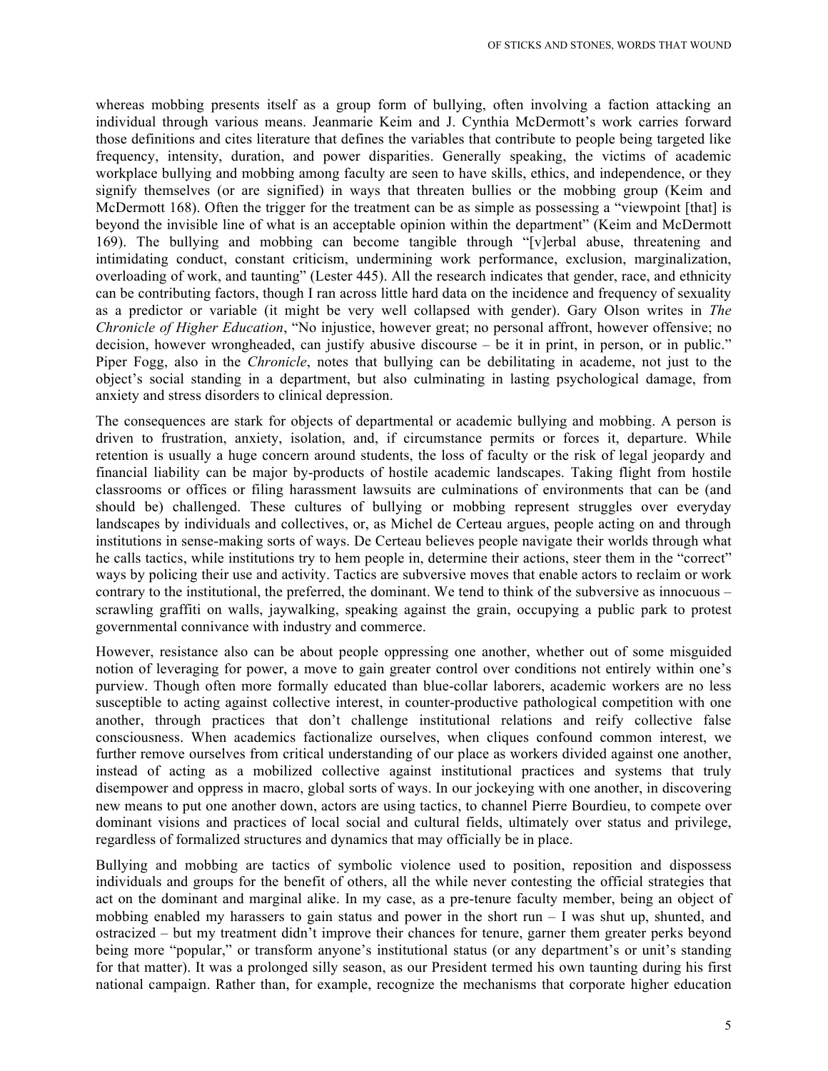whereas mobbing presents itself as a group form of bullying, often involving a faction attacking an individual through various means. Jeanmarie Keim and J. Cynthia McDermott's work carries forward those definitions and cites literature that defines the variables that contribute to people being targeted like frequency, intensity, duration, and power disparities. Generally speaking, the victims of academic workplace bullying and mobbing among faculty are seen to have skills, ethics, and independence, or they signify themselves (or are signified) in ways that threaten bullies or the mobbing group (Keim and McDermott 168). Often the trigger for the treatment can be as simple as possessing a "viewpoint [that] is beyond the invisible line of what is an acceptable opinion within the department" (Keim and McDermott 169). The bullying and mobbing can become tangible through "[v]erbal abuse, threatening and intimidating conduct, constant criticism, undermining work performance, exclusion, marginalization, overloading of work, and taunting" (Lester 445). All the research indicates that gender, race, and ethnicity can be contributing factors, though I ran across little hard data on the incidence and frequency of sexuality as a predictor or variable (it might be very well collapsed with gender). Gary Olson writes in *The Chronicle of Higher Education*, "No injustice, however great; no personal affront, however offensive; no decision, however wrongheaded, can justify abusive discourse – be it in print, in person, or in public." Piper Fogg, also in the *Chronicle*, notes that bullying can be debilitating in academe, not just to the object's social standing in a department, but also culminating in lasting psychological damage, from anxiety and stress disorders to clinical depression.

The consequences are stark for objects of departmental or academic bullying and mobbing. A person is driven to frustration, anxiety, isolation, and, if circumstance permits or forces it, departure. While retention is usually a huge concern around students, the loss of faculty or the risk of legal jeopardy and financial liability can be major by-products of hostile academic landscapes. Taking flight from hostile classrooms or offices or filing harassment lawsuits are culminations of environments that can be (and should be) challenged. These cultures of bullying or mobbing represent struggles over everyday landscapes by individuals and collectives, or, as Michel de Certeau argues, people acting on and through institutions in sense-making sorts of ways. De Certeau believes people navigate their worlds through what he calls tactics, while institutions try to hem people in, determine their actions, steer them in the "correct" ways by policing their use and activity. Tactics are subversive moves that enable actors to reclaim or work contrary to the institutional, the preferred, the dominant. We tend to think of the subversive as innocuous – scrawling graffiti on walls, jaywalking, speaking against the grain, occupying a public park to protest governmental connivance with industry and commerce.

However, resistance also can be about people oppressing one another, whether out of some misguided notion of leveraging for power, a move to gain greater control over conditions not entirely within one's purview. Though often more formally educated than blue-collar laborers, academic workers are no less susceptible to acting against collective interest, in counter-productive pathological competition with one another, through practices that don't challenge institutional relations and reify collective false consciousness. When academics factionalize ourselves, when cliques confound common interest, we further remove ourselves from critical understanding of our place as workers divided against one another, instead of acting as a mobilized collective against institutional practices and systems that truly disempower and oppress in macro, global sorts of ways. In our jockeying with one another, in discovering new means to put one another down, actors are using tactics, to channel Pierre Bourdieu, to compete over dominant visions and practices of local social and cultural fields, ultimately over status and privilege, regardless of formalized structures and dynamics that may officially be in place.

Bullying and mobbing are tactics of symbolic violence used to position, reposition and dispossess individuals and groups for the benefit of others, all the while never contesting the official strategies that act on the dominant and marginal alike. In my case, as a pre-tenure faculty member, being an object of mobbing enabled my harassers to gain status and power in the short run – I was shut up, shunted, and ostracized – but my treatment didn't improve their chances for tenure, garner them greater perks beyond being more "popular," or transform anyone's institutional status (or any department's or unit's standing for that matter). It was a prolonged silly season, as our President termed his own taunting during his first national campaign. Rather than, for example, recognize the mechanisms that corporate higher education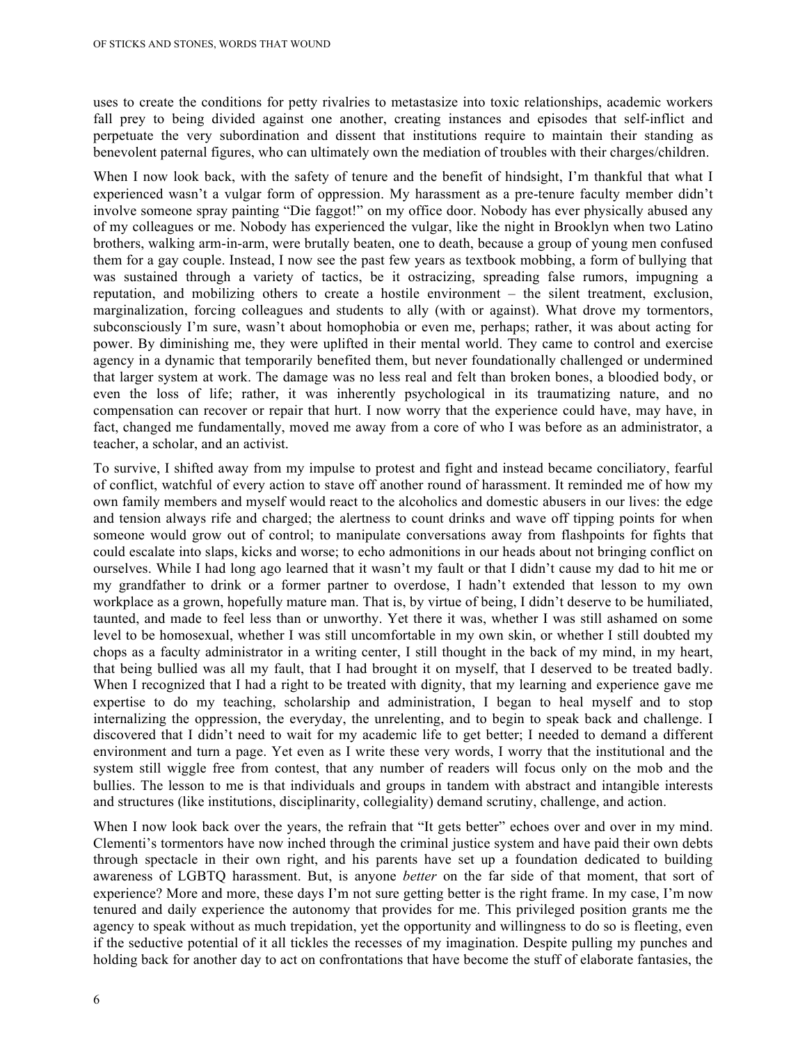uses to create the conditions for petty rivalries to metastasize into toxic relationships, academic workers fall prey to being divided against one another, creating instances and episodes that self-inflict and perpetuate the very subordination and dissent that institutions require to maintain their standing as benevolent paternal figures, who can ultimately own the mediation of troubles with their charges/children.

When I now look back, with the safety of tenure and the benefit of hindsight, I'm thankful that what I experienced wasn't a vulgar form of oppression. My harassment as a pre-tenure faculty member didn't involve someone spray painting "Die faggot!" on my office door. Nobody has ever physically abused any of my colleagues or me. Nobody has experienced the vulgar, like the night in Brooklyn when two Latino brothers, walking arm-in-arm, were brutally beaten, one to death, because a group of young men confused them for a gay couple. Instead, I now see the past few years as textbook mobbing, a form of bullying that was sustained through a variety of tactics, be it ostracizing, spreading false rumors, impugning a reputation, and mobilizing others to create a hostile environment – the silent treatment, exclusion, marginalization, forcing colleagues and students to ally (with or against). What drove my tormentors, subconsciously I'm sure, wasn't about homophobia or even me, perhaps; rather, it was about acting for power. By diminishing me, they were uplifted in their mental world. They came to control and exercise agency in a dynamic that temporarily benefited them, but never foundationally challenged or undermined that larger system at work. The damage was no less real and felt than broken bones, a bloodied body, or even the loss of life; rather, it was inherently psychological in its traumatizing nature, and no compensation can recover or repair that hurt. I now worry that the experience could have, may have, in fact, changed me fundamentally, moved me away from a core of who I was before as an administrator, a teacher, a scholar, and an activist.

To survive, I shifted away from my impulse to protest and fight and instead became conciliatory, fearful of conflict, watchful of every action to stave off another round of harassment. It reminded me of how my own family members and myself would react to the alcoholics and domestic abusers in our lives: the edge and tension always rife and charged; the alertness to count drinks and wave off tipping points for when someone would grow out of control; to manipulate conversations away from flashpoints for fights that could escalate into slaps, kicks and worse; to echo admonitions in our heads about not bringing conflict on ourselves. While I had long ago learned that it wasn't my fault or that I didn't cause my dad to hit me or my grandfather to drink or a former partner to overdose, I hadn't extended that lesson to my own workplace as a grown, hopefully mature man. That is, by virtue of being, I didn't deserve to be humiliated, taunted, and made to feel less than or unworthy. Yet there it was, whether I was still ashamed on some level to be homosexual, whether I was still uncomfortable in my own skin, or whether I still doubted my chops as a faculty administrator in a writing center, I still thought in the back of my mind, in my heart, that being bullied was all my fault, that I had brought it on myself, that I deserved to be treated badly. When I recognized that I had a right to be treated with dignity, that my learning and experience gave me expertise to do my teaching, scholarship and administration, I began to heal myself and to stop internalizing the oppression, the everyday, the unrelenting, and to begin to speak back and challenge. I discovered that I didn't need to wait for my academic life to get better; I needed to demand a different environment and turn a page. Yet even as I write these very words, I worry that the institutional and the system still wiggle free from contest, that any number of readers will focus only on the mob and the bullies. The lesson to me is that individuals and groups in tandem with abstract and intangible interests and structures (like institutions, disciplinarity, collegiality) demand scrutiny, challenge, and action.

When I now look back over the years, the refrain that "It gets better" echoes over and over in my mind. Clementi's tormentors have now inched through the criminal justice system and have paid their own debts through spectacle in their own right, and his parents have set up a foundation dedicated to building awareness of LGBTQ harassment. But, is anyone *better* on the far side of that moment, that sort of experience? More and more, these days I'm not sure getting better is the right frame. In my case, I'm now tenured and daily experience the autonomy that provides for me. This privileged position grants me the agency to speak without as much trepidation, yet the opportunity and willingness to do so is fleeting, even if the seductive potential of it all tickles the recesses of my imagination. Despite pulling my punches and holding back for another day to act on confrontations that have become the stuff of elaborate fantasies, the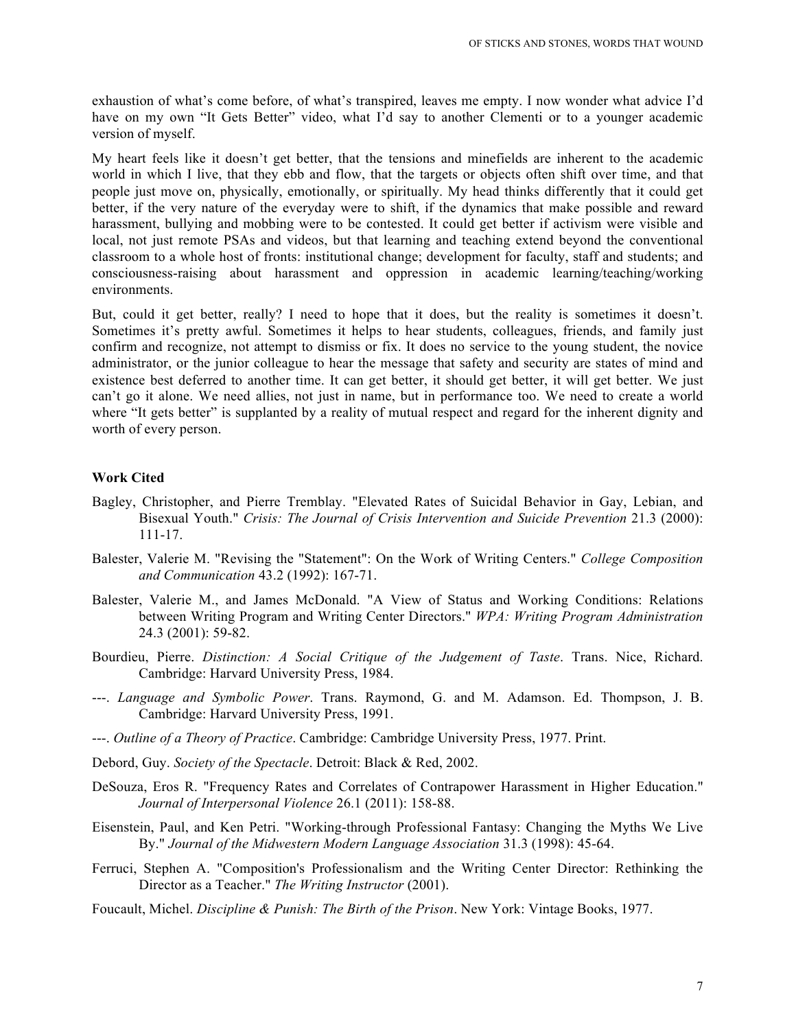exhaustion of what's come before, of what's transpired, leaves me empty. I now wonder what advice I'd have on my own "It Gets Better" video, what I'd say to another Clementi or to a younger academic version of myself.

My heart feels like it doesn't get better, that the tensions and minefields are inherent to the academic world in which I live, that they ebb and flow, that the targets or objects often shift over time, and that people just move on, physically, emotionally, or spiritually. My head thinks differently that it could get better, if the very nature of the everyday were to shift, if the dynamics that make possible and reward harassment, bullying and mobbing were to be contested. It could get better if activism were visible and local, not just remote PSAs and videos, but that learning and teaching extend beyond the conventional classroom to a whole host of fronts: institutional change; development for faculty, staff and students; and consciousness-raising about harassment and oppression in academic learning/teaching/working environments.

But, could it get better, really? I need to hope that it does, but the reality is sometimes it doesn't. Sometimes it's pretty awful. Sometimes it helps to hear students, colleagues, friends, and family just confirm and recognize, not attempt to dismiss or fix. It does no service to the young student, the novice administrator, or the junior colleague to hear the message that safety and security are states of mind and existence best deferred to another time. It can get better, it should get better, it will get better. We just can't go it alone. We need allies, not just in name, but in performance too. We need to create a world where "It gets better" is supplanted by a reality of mutual respect and regard for the inherent dignity and worth of every person.

**Work Cited**

Bagley, Christopher, and Pierre Tremblay. "Elevated Rates of Suicidal Behavior in Gay, Lebian, and Bisexual Youth." *Crisis: The Journal of Crisis Intervention and Suicide Prevention* 21.3 (2000): 111-17.

Balester, Valerie M. "Revising the "Statement": On the Work of Writing Centers." *College Composition and Communication* 43.2 (1992): 167-71.

Balester, Valerie M., and James McDonald. "A View of Status and Working Conditions: Relations between Writing Program and Writing Center Directors." *WPA: Writing Program Administration* 24.3 (2001): 59-82.

Bourdieu, Pierre. *Distinction: A Social Critique of the Judgement of Taste*. Trans. Nice, Richard. Cambridge: Harvard University Press, 1984.

---. *Language and Symbolic Power*. Trans. Raymond, G. and M. Adamson. Ed. Thompson, J. B. Cambridge: Harvard University Press, 1991.

---. *Outline of a Theory of Practice*. Cambridge: Cambridge University Press, 1977. Print.

Debord, Guy. *Society of the Spectacle*. Detroit: Black & Red, 2002.

DeSouza, Eros R. "Frequency Rates and Correlates of Contrapower Harassment in Higher Education." *Journal of Interpersonal Violence* 26.1 (2011): 158-88.

Eisenstein, Paul, and Ken Petri. "Working-through Professional Fantasy: Changing the Myths We Live By." *Journal of the Midwestern Modern Language Association* 31.3 (1998): 45-64.

Ferruci, Stephen A. "Composition's Professionalism and the Writing Center Director: Rethinking the Director as a Teacher." *The Writing Instructor* (2001).

Foucault, Michel. *Discipline & Punish: The Birth of the Prison*. New York: Vintage Books, 1977.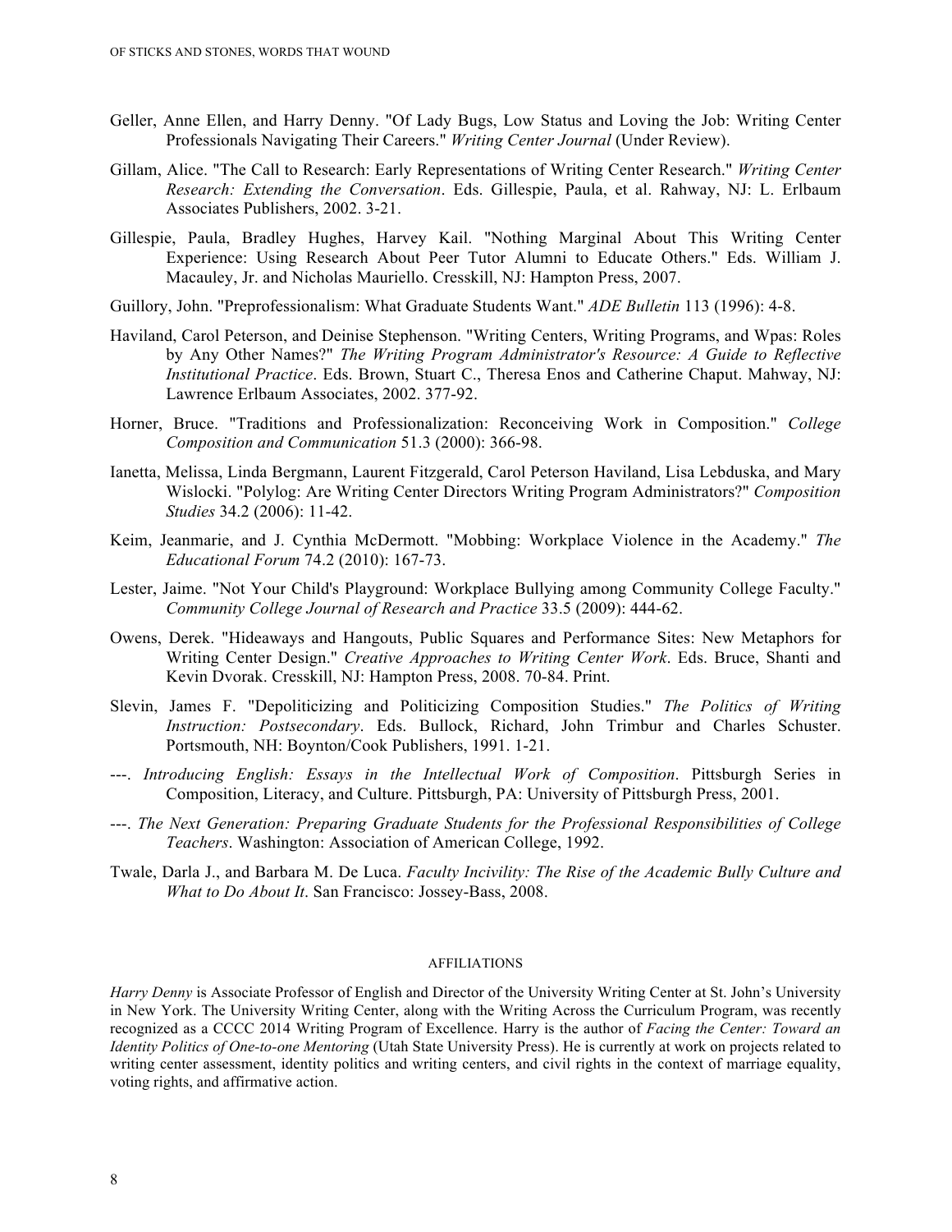Geller, Anne Ellen, and Harry Denny. "Of Lady Bugs, Low Status and Loving the Job: Writing Center Professionals Navigating Their Careers." *Writing Center Journal* (Under Review).

Gillam, Alice. "The Call to Research: Early Representations of Writing Center Research." *Writing Center Research: Extending the Conversation*. Eds. Gillespie, Paula, et al. Rahway, NJ: L. Erlbaum Associates Publishers, 2002. 3-21.

Gillespie, Paula, Bradley Hughes, Harvey Kail. "Nothing Marginal About This Writing Center Experience: Using Research About Peer Tutor Alumni to Educate Others." Eds. William J. Macauley, Jr. and Nicholas Mauriello. Cresskill, NJ: Hampton Press, 2007.

Guillory, John. "Preprofessionalism: What Graduate Students Want." *ADE Bulletin* 113 (1996): 4-8.

Haviland, Carol Peterson, and Deinise Stephenson. "Writing Centers, Writing Programs, and Wpas: Roles by Any Other Names?" *The Writing Program Administrator's Resource: A Guide to Reflective Institutional Practice*. Eds. Brown, Stuart C., Theresa Enos and Catherine Chaput. Mahway, NJ: Lawrence Erlbaum Associates, 2002. 377-92.

Horner, Bruce. "Traditions and Professionalization: Reconceiving Work in Composition." *College Composition and Communication* 51.3 (2000): 366-98.

Ianetta, Melissa, Linda Bergmann, Laurent Fitzgerald, Carol Peterson Haviland, Lisa Lebduska, and Mary Wislocki. "Polylog: Are Writing Center Directors Writing Program Administrators?" *Composition Studies* 34.2 (2006): 11-42.

Keim, Jeanmarie, and J. Cynthia McDermott. "Mobbing: Workplace Violence in the Academy." *The Educational Forum* 74.2 (2010): 167-73.

Lester, Jaime. "Not Your Child's Playground: Workplace Bullying among Community College Faculty." *Community College Journal of Research and Practice* 33.5 (2009): 444-62.

Owens, Derek. "Hideaways and Hangouts, Public Squares and Performance Sites: New Metaphors for Writing Center Design." *Creative Approaches to Writing Center Work*. Eds. Bruce, Shanti and Kevin Dvorak. Cresskill, NJ: Hampton Press, 2008. 70-84. Print.

Slevin, James F. "Depoliticizing and Politicizing Composition Studies." *The Politics of Writing Instruction: Postsecondary*. Eds. Bullock, Richard, John Trimbur and Charles Schuster. Portsmouth, NH: Boynton/Cook Publishers, 1991. 1-21.

---. *Introducing English: Essays in the Intellectual Work of Composition*. Pittsburgh Series in Composition, Literacy, and Culture. Pittsburgh, PA: University of Pittsburgh Press, 2001.

---. *The Next Generation: Preparing Graduate Students for the Professional Responsibilities of College Teachers*. Washington: Association of American College, 1992.

Twale, Darla J., and Barbara M. De Luca. *Faculty Incivility: The Rise of the Academic Bully Culture and What to Do About It*. San Francisco: Jossey-Bass, 2008.

## AFFILIATIONS

*Harry Denny* is Associate Professor of English and Director of the University Writing Center at St. John's University in New York. The University Writing Center, along with the Writing Across the Curriculum Program, was recently recognized as a CCCC 2014 Writing Program of Excellence. Harry is the author of *Facing the Center: Toward an Identity Politics of One-to-one Mentoring* (Utah State University Press). He is currently at work on projects related to writing center assessment, identity politics and writing centers, and civil rights in the context of marriage equality, voting rights, and affirmative action.